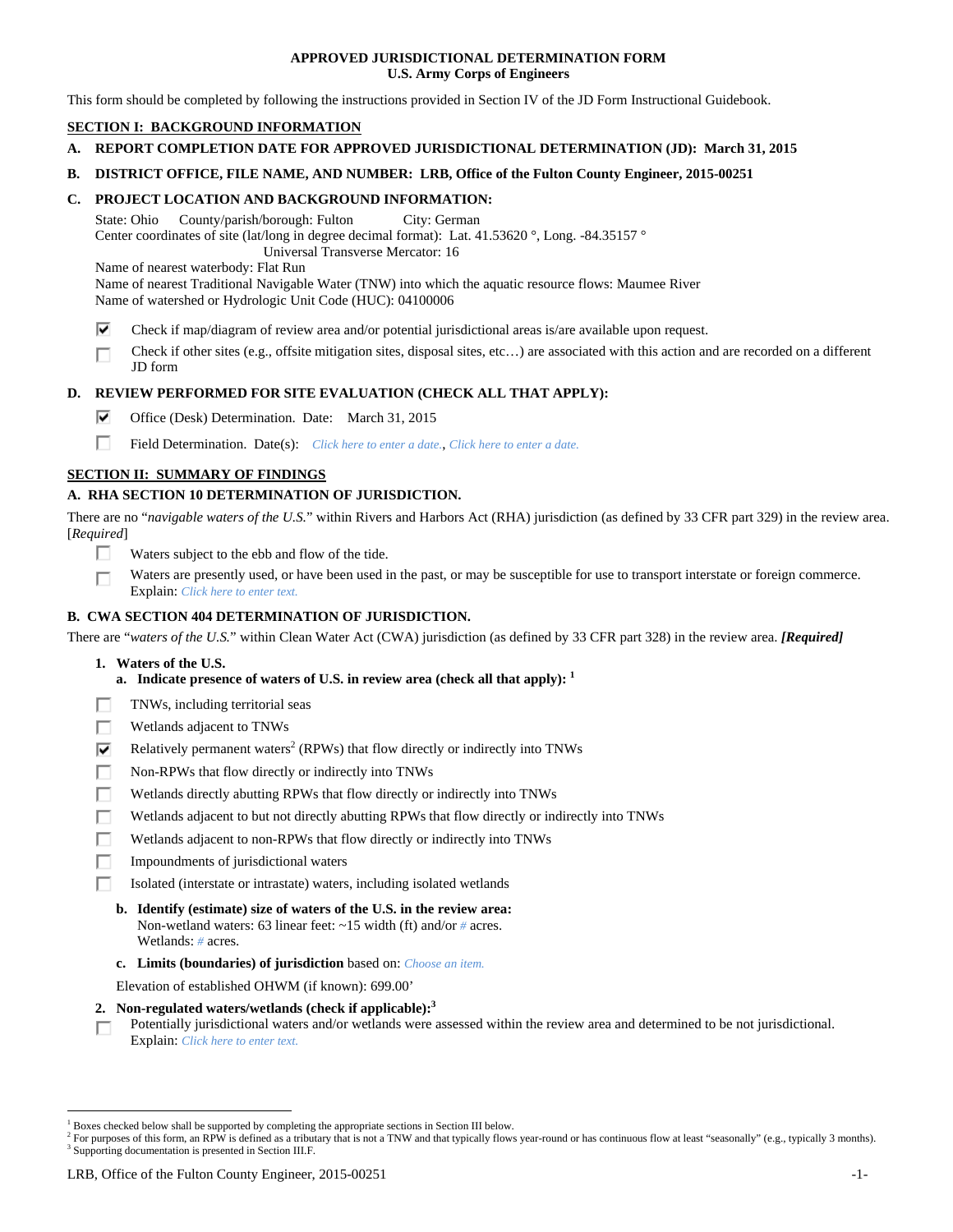**APPROVED JURISDICTIONAL DETERMINATION FORM**
**U.S. Army Corps of Engineers**

This form should be completed by following the instructions provided in Section IV of the JD Form Instructional Guidebook.

## SECTION I: BACKGROUND INFORMATION

**A. REPORT COMPLETION DATE FOR APPROVED JURISDICTIONAL DETERMINATION (JD): March 31, 2015**

**B. DISTRICT OFFICE, FILE NAME, AND NUMBER: LRB, Office of the Fulton County Engineer, 2015-00251**

**C. PROJECT LOCATION AND BACKGROUND INFORMATION:**

State: Ohio County/parish/borough: Fulton City: German
Center coordinates of site (lat/long in degree decimal format): Lat. 41.53620 °, Long. -84.35157 °
Universal Transverse Mercator: 16
Name of nearest waterbody: Flat Run
Name of nearest Traditional Navigable Water (TNW) into which the aquatic resource flows: Maumee River
Name of watershed or Hydrologic Unit Code (HUC): 04100006

- [x] Check if map/diagram of review area and/or potential jurisdictional areas is/are available upon request.
- [ ] Check if other sites (e.g., offsite mitigation sites, disposal sites, etc…) are associated with this action and are recorded on a different JD form

**D. REVIEW PERFORMED FOR SITE EVALUATION (CHECK ALL THAT APPLY):**

- [x] Office (Desk) Determination. Date: March 31, 2015
- [ ] Field Determination. Date(s): *Click here to enter a date.*, *Click here to enter a date.*

## SECTION II: SUMMARY OF FINDINGS

**A. RHA SECTION 10 DETERMINATION OF JURISDICTION.**

There are no "*navigable waters of the U.S.*" within Rivers and Harbors Act (RHA) jurisdiction (as defined by 33 CFR part 329) in the review area. [*Required*]

- [ ] Waters subject to the ebb and flow of the tide.
- [ ] Waters are presently used, or have been used in the past, or may be susceptible for use to transport interstate or foreign commerce. Explain: *Click here to enter text.*

**B. CWA SECTION 404 DETERMINATION OF JURISDICTION.**

There are "*waters of the U.S.*" within Clean Water Act (CWA) jurisdiction (as defined by 33 CFR part 328) in the review area. ***[Required]***

**1. Waters of the U.S.**

**a. Indicate presence of waters of U.S. in review area (check all that apply):** [1]

- [ ] TNWs, including territorial seas
- [ ] Wetlands adjacent to TNWs
- [x] Relatively permanent waters[2] (RPWs) that flow directly or indirectly into TNWs
- [ ] Non-RPWs that flow directly or indirectly into TNWs
- [ ] Wetlands directly abutting RPWs that flow directly or indirectly into TNWs
- [ ] Wetlands adjacent to but not directly abutting RPWs that flow directly or indirectly into TNWs
- [ ] Wetlands adjacent to non-RPWs that flow directly or indirectly into TNWs
- [ ] Impoundments of jurisdictional waters
- [ ] Isolated (interstate or intrastate) waters, including isolated wetlands

**b. Identify (estimate) size of waters of the U.S. in the review area:**
Non-wetland waters: 63 linear feet: ~15 width (ft) and/or # acres.
Wetlands: # acres.

**c. Limits (boundaries) of jurisdiction** based on: *Choose an item.*

Elevation of established OHWM (if known): 699.00'

**2. Non-regulated waters/wetlands (check if applicable):**[3]

- [ ] Potentially jurisdictional waters and/or wetlands were assessed within the review area and determined to be not jurisdictional. Explain: *Click here to enter text.*

---

[1] Boxes checked below shall be supported by completing the appropriate sections in Section III below.
[2] For purposes of this form, an RPW is defined as a tributary that is not a TNW and that typically flows year-round or has continuous flow at least "seasonally" (e.g., typically 3 months).
[3] Supporting documentation is presented in Section III.F.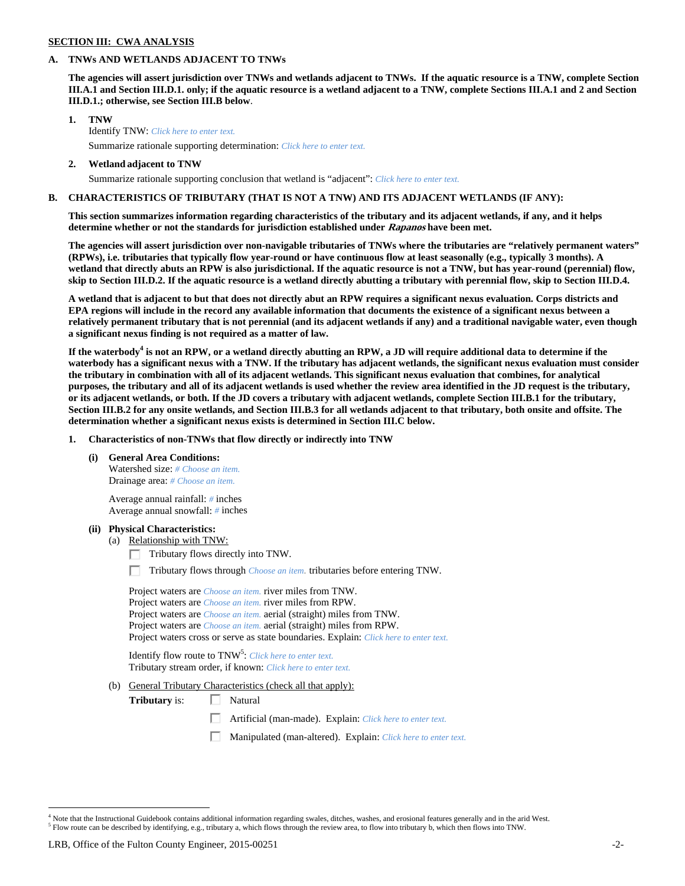**SECTION III: CWA ANALYSIS**

**A. TNWs AND WETLANDS ADJACENT TO TNWs**

**The agencies will assert jurisdiction over TNWs and wetlands adjacent to TNWs. If the aquatic resource is a TNW, complete Section III.A.1 and Section III.D.1. only; if the aquatic resource is a wetland adjacent to a TNW, complete Sections III.A.1 and 2 and Section III.D.1.; otherwise, see Section III.B below**.

**1. TNW**

Identify TNW: *Click here to enter text.*

Summarize rationale supporting determination: *Click here to enter text.*

**2. Wetland adjacent to TNW**

Summarize rationale supporting conclusion that wetland is "adjacent": *Click here to enter text.*

**B. CHARACTERISTICS OF TRIBUTARY (THAT IS NOT A TNW) AND ITS ADJACENT WETLANDS (IF ANY):**

**This section summarizes information regarding characteristics of the tributary and its adjacent wetlands, if any, and it helps determine whether or not the standards for jurisdiction established under *Rapanos* have been met.**

**The agencies will assert jurisdiction over non-navigable tributaries of TNWs where the tributaries are "relatively permanent waters" (RPWs), i.e. tributaries that typically flow year-round or have continuous flow at least seasonally (e.g., typically 3 months). A wetland that directly abuts an RPW is also jurisdictional. If the aquatic resource is not a TNW, but has year-round (perennial) flow, skip to Section III.D.2. If the aquatic resource is a wetland directly abutting a tributary with perennial flow, skip to Section III.D.4.**

**A wetland that is adjacent to but that does not directly abut an RPW requires a significant nexus evaluation. Corps districts and EPA regions will include in the record any available information that documents the existence of a significant nexus between a relatively permanent tributary that is not perennial (and its adjacent wetlands if any) and a traditional navigable water, even though a significant nexus finding is not required as a matter of law.**

**If the waterbody[4] is not an RPW, or a wetland directly abutting an RPW, a JD will require additional data to determine if the waterbody has a significant nexus with a TNW. If the tributary has adjacent wetlands, the significant nexus evaluation must consider the tributary in combination with all of its adjacent wetlands. This significant nexus evaluation that combines, for analytical purposes, the tributary and all of its adjacent wetlands is used whether the review area identified in the JD request is the tributary, or its adjacent wetlands, or both. If the JD covers a tributary with adjacent wetlands, complete Section III.B.1 for the tributary, Section III.B.2 for any onsite wetlands, and Section III.B.3 for all wetlands adjacent to that tributary, both onsite and offsite. The determination whether a significant nexus exists is determined in Section III.C below.**

**1. Characteristics of non-TNWs that flow directly or indirectly into TNW**

**(i) General Area Conditions:**

Watershed size: *# Choose an item.*
Drainage area: *# Choose an item.*

Average annual rainfall: *#* inches
Average annual snowfall: *#* inches

**(ii) Physical Characteristics:**

(a) Relationship with TNW:

☐ Tributary flows directly into TNW.

☐ Tributary flows through *Choose an item.* tributaries before entering TNW.

Project waters are *Choose an item.* river miles from TNW.
Project waters are *Choose an item.* river miles from RPW.
Project waters are *Choose an item.* aerial (straight) miles from TNW.
Project waters are *Choose an item.* aerial (straight) miles from RPW.
Project waters cross or serve as state boundaries. Explain: *Click here to enter text.*

Identify flow route to TNW[5]: *Click here to enter text.*
Tributary stream order, if known: *Click here to enter text.*

(b) General Tributary Characteristics (check all that apply):

**Tributary** is: ☐ Natural

☐ Artificial (man-made). Explain: *Click here to enter text.*

☐ Manipulated (man-altered). Explain: *Click here to enter text.*

---

[4] Note that the Instructional Guidebook contains additional information regarding swales, ditches, washes, and erosional features generally and in the arid West.
[5] Flow route can be described by identifying, e.g., tributary a, which flows through the review area, to flow into tributary b, which then flows into TNW.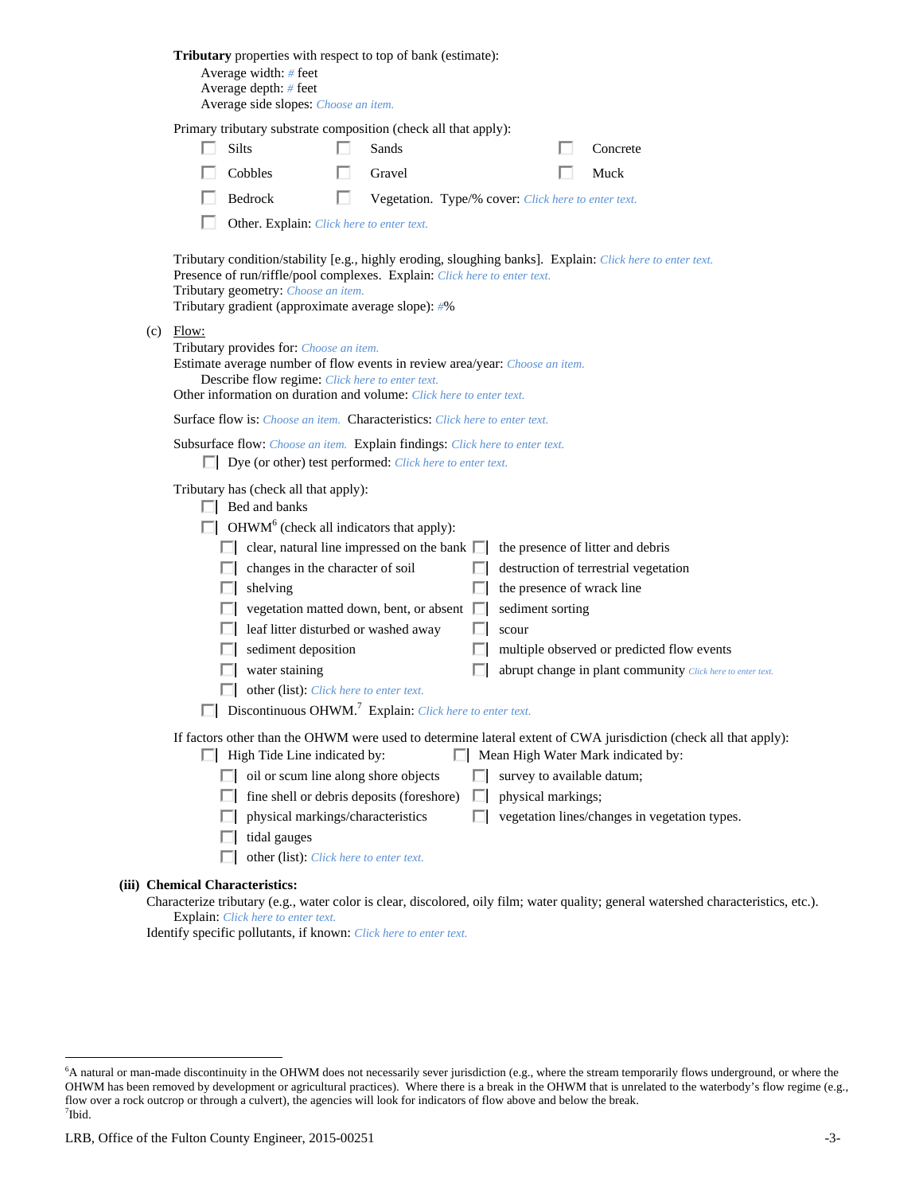**Tributary** properties with respect to top of bank (estimate):

Average width: # feet
Average depth: # feet
Average side slopes: Choose an item.

Primary tributary substrate composition (check all that apply):

- ☐ Silts
- ☐ Sands
- ☐ Concrete
- ☐ Cobbles
- ☐ Gravel
- ☐ Muck
- ☐ Bedrock
- ☐ Vegetation. Type/% cover: Click here to enter text.
- ☐ Other. Explain: Click here to enter text.

Tributary condition/stability [e.g., highly eroding, sloughing banks]. Explain: Click here to enter text.
Presence of run/riffle/pool complexes. Explain: Click here to enter text.
Tributary geometry: Choose an item.
Tributary gradient (approximate average slope): #%

(c) Flow:

Tributary provides for: Choose an item.
Estimate average number of flow events in review area/year: Choose an item.
Describe flow regime: Click here to enter text.
Other information on duration and volume: Click here to enter text.

Surface flow is: Choose an item. Characteristics: Click here to enter text.

Subsurface flow: Choose an item. Explain findings: Click here to enter text.

- ☐ Dye (or other) test performed: Click here to enter text.

Tributary has (check all that apply):

- ☐ Bed and banks
- ☐ OHWM[6] (check all indicators that apply):
  - ☐ clear, natural line impressed on the bank
  - ☐ the presence of litter and debris
  - ☐ changes in the character of soil
  - ☐ destruction of terrestrial vegetation
  - ☐ shelving
  - ☐ the presence of wrack line
  - ☐ vegetation matted down, bent, or absent
  - ☐ sediment sorting
  - ☐ leaf litter disturbed or washed away
  - ☐ scour
  - ☐ sediment deposition
  - ☐ multiple observed or predicted flow events
  - ☐ water staining
  - ☐ abrupt change in plant community Click here to enter text.
  - ☐ other (list): Click here to enter text.
- ☐ Discontinuous OHWM.[7] Explain: Click here to enter text.

If factors other than the OHWM were used to determine lateral extent of CWA jurisdiction (check all that apply):

- ☐ High Tide Line indicated by:
  - ☐ oil or scum line along shore objects
  - ☐ fine shell or debris deposits (foreshore)
  - ☐ physical markings/characteristics
  - ☐ tidal gauges
  - ☐ other (list): Click here to enter text.
- ☐ Mean High Water Mark indicated by:
  - ☐ survey to available datum;
  - ☐ physical markings;
  - ☐ vegetation lines/changes in vegetation types.

**(iii) Chemical Characteristics:**

Characterize tributary (e.g., water color is clear, discolored, oily film; water quality; general watershed characteristics, etc.).
Explain: Click here to enter text.
Identify specific pollutants, if known: Click here to enter text.

---

[6]A natural or man-made discontinuity in the OHWM does not necessarily sever jurisdiction (e.g., where the stream temporarily flows underground, or where the OHWM has been removed by development or agricultural practices). Where there is a break in the OHWM that is unrelated to the waterbody's flow regime (e.g., flow over a rock outcrop or through a culvert), the agencies will look for indicators of flow above and below the break.
[7]Ibid.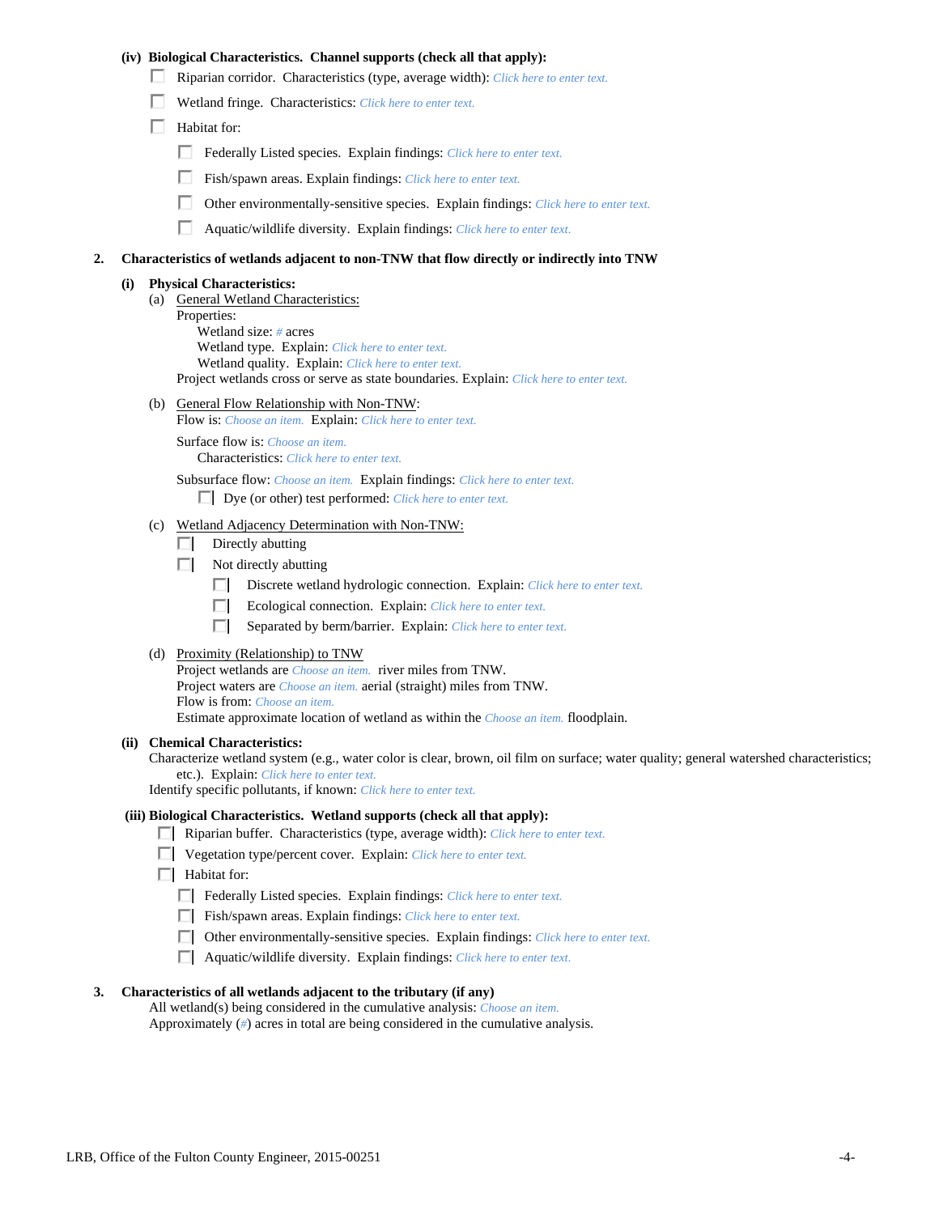**(iv) Biological Characteristics. Channel supports (check all that apply):**

- ☐ Riparian corridor. Characteristics (type, average width): *Click here to enter text.*
- ☐ Wetland fringe. Characteristics: *Click here to enter text.*
- ☐ Habitat for:
  - ☐ Federally Listed species. Explain findings: *Click here to enter text.*
  - ☐ Fish/spawn areas. Explain findings: *Click here to enter text.*
  - ☐ Other environmentally-sensitive species. Explain findings: *Click here to enter text.*
  - ☐ Aquatic/wildlife diversity. Explain findings: *Click here to enter text.*

**2. Characteristics of wetlands adjacent to non-TNW that flow directly or indirectly into TNW**

**(i) Physical Characteristics:**

(a) General Wetland Characteristics:
Properties:
Wetland size: *#* acres
Wetland type. Explain: *Click here to enter text.*
Wetland quality. Explain: *Click here to enter text.*
Project wetlands cross or serve as state boundaries. Explain: *Click here to enter text.*

(b) General Flow Relationship with Non-TNW:
Flow is: *Choose an item.* Explain: *Click here to enter text.*

Surface flow is: *Choose an item.*
Characteristics: *Click here to enter text.*

Subsurface flow: *Choose an item.* Explain findings: *Click here to enter text.*
☐ Dye (or other) test performed: *Click here to enter text.*

(c) Wetland Adjacency Determination with Non-TNW:
- ☐ Directly abutting
- ☐ Not directly abutting
  - ☐ Discrete wetland hydrologic connection. Explain: *Click here to enter text.*
  - ☐ Ecological connection. Explain: *Click here to enter text.*
  - ☐ Separated by berm/barrier. Explain: *Click here to enter text.*

(d) Proximity (Relationship) to TNW
Project wetlands are *Choose an item.* river miles from TNW.
Project waters are *Choose an item.* aerial (straight) miles from TNW.
Flow is from: *Choose an item.*
Estimate approximate location of wetland as within the *Choose an item.* floodplain.

**(ii) Chemical Characteristics:**
Characterize wetland system (e.g., water color is clear, brown, oil film on surface; water quality; general watershed characteristics; etc.). Explain: *Click here to enter text.*
Identify specific pollutants, if known: *Click here to enter text.*

**(iii) Biological Characteristics. Wetland supports (check all that apply):**

- ☐ Riparian buffer. Characteristics (type, average width): *Click here to enter text.*
- ☐ Vegetation type/percent cover. Explain: *Click here to enter text.*
- ☐ Habitat for:
  - ☐ Federally Listed species. Explain findings: *Click here to enter text.*
  - ☐ Fish/spawn areas. Explain findings: *Click here to enter text.*
  - ☐ Other environmentally-sensitive species. Explain findings: *Click here to enter text.*
  - ☐ Aquatic/wildlife diversity. Explain findings: *Click here to enter text.*

**3. Characteristics of all wetlands adjacent to the tributary (if any)**

All wetland(s) being considered in the cumulative analysis: *Choose an item.*
Approximately (*#*) acres in total are being considered in the cumulative analysis.

LRB, Office of the Fulton County Engineer, 2015-00251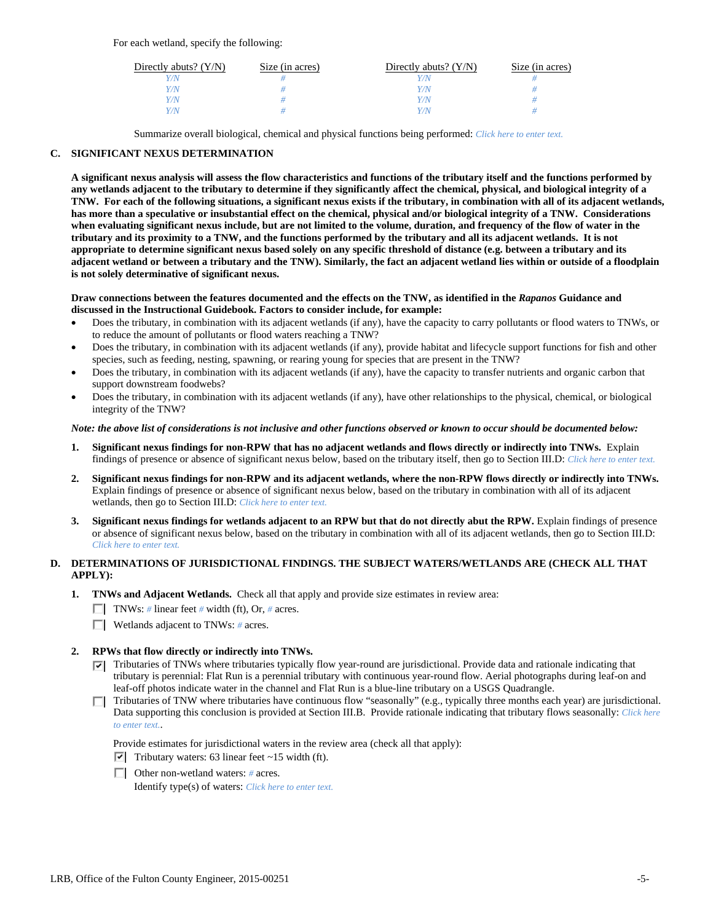For each wetland, specify the following:

| Directly abuts? (Y/N) | Size (in acres) | Directly abuts? (Y/N) | Size (in acres) |
|---|---|---|---|
| Y/N | # | Y/N | # |
| Y/N | # | Y/N | # |
| Y/N | # | Y/N | # |
| Y/N | # | Y/N | # |

Summarize overall biological, chemical and physical functions being performed: Click here to enter text.

## C. SIGNIFICANT NEXUS DETERMINATION

**A significant nexus analysis will assess the flow characteristics and functions of the tributary itself and the functions performed by any wetlands adjacent to the tributary to determine if they significantly affect the chemical, physical, and biological integrity of a TNW. For each of the following situations, a significant nexus exists if the tributary, in combination with all of its adjacent wetlands, has more than a speculative or insubstantial effect on the chemical, physical and/or biological integrity of a TNW. Considerations when evaluating significant nexus include, but are not limited to the volume, duration, and frequency of the flow of water in the tributary and its proximity to a TNW, and the functions performed by the tributary and all its adjacent wetlands. It is not appropriate to determine significant nexus based solely on any specific threshold of distance (e.g. between a tributary and its adjacent wetland or between a tributary and the TNW). Similarly, the fact an adjacent wetland lies within or outside of a floodplain is not solely determinative of significant nexus.**

**Draw connections between the features documented and the effects on the TNW, as identified in the *Rapanos* Guidance and discussed in the Instructional Guidebook. Factors to consider include, for example:**

- Does the tributary, in combination with its adjacent wetlands (if any), have the capacity to carry pollutants or flood waters to TNWs, or to reduce the amount of pollutants or flood waters reaching a TNW?
- Does the tributary, in combination with its adjacent wetlands (if any), provide habitat and lifecycle support functions for fish and other species, such as feeding, nesting, spawning, or rearing young for species that are present in the TNW?
- Does the tributary, in combination with its adjacent wetlands (if any), have the capacity to transfer nutrients and organic carbon that support downstream foodwebs?
- Does the tributary, in combination with its adjacent wetlands (if any), have other relationships to the physical, chemical, or biological integrity of the TNW?

***Note: the above list of considerations is not inclusive and other functions observed or known to occur should be documented below:***

1. **Significant nexus findings for non-RPW that has no adjacent wetlands and flows directly or indirectly into TNWs.** Explain findings of presence or absence of significant nexus below, based on the tributary itself, then go to Section III.D: Click here to enter text.

2. **Significant nexus findings for non-RPW and its adjacent wetlands, where the non-RPW flows directly or indirectly into TNWs.** Explain findings of presence or absence of significant nexus below, based on the tributary in combination with all of its adjacent wetlands, then go to Section III.D: Click here to enter text.

3. **Significant nexus findings for wetlands adjacent to an RPW but that do not directly abut the RPW.** Explain findings of presence or absence of significant nexus below, based on the tributary in combination with all of its adjacent wetlands, then go to Section III.D: Click here to enter text.

## D. DETERMINATIONS OF JURISDICTIONAL FINDINGS. THE SUBJECT WATERS/WETLANDS ARE (CHECK ALL THAT APPLY):

1. **TNWs and Adjacent Wetlands.** Check all that apply and provide size estimates in review area:
   - ☐ TNWs: # linear feet # width (ft), Or, # acres.
   - ☐ Wetlands adjacent to TNWs: # acres.

2. **RPWs that flow directly or indirectly into TNWs.**
   - ☑ Tributaries of TNWs where tributaries typically flow year-round are jurisdictional. Provide data and rationale indicating that tributary is perennial: Flat Run is a perennial tributary with continuous year-round flow. Aerial photographs during leaf-on and leaf-off photos indicate water in the channel and Flat Run is a blue-line tributary on a USGS Quadrangle.
   - ☐ Tributaries of TNW where tributaries have continuous flow "seasonally" (e.g., typically three months each year) are jurisdictional. Data supporting this conclusion is provided at Section III.B. Provide rationale indicating that tributary flows seasonally: Click here to enter text..

   Provide estimates for jurisdictional waters in the review area (check all that apply):
   - ☑ Tributary waters: 63 linear feet ~15 width (ft).
   - ☐ Other non-wetland waters: # acres.
     Identify type(s) of waters: Click here to enter text.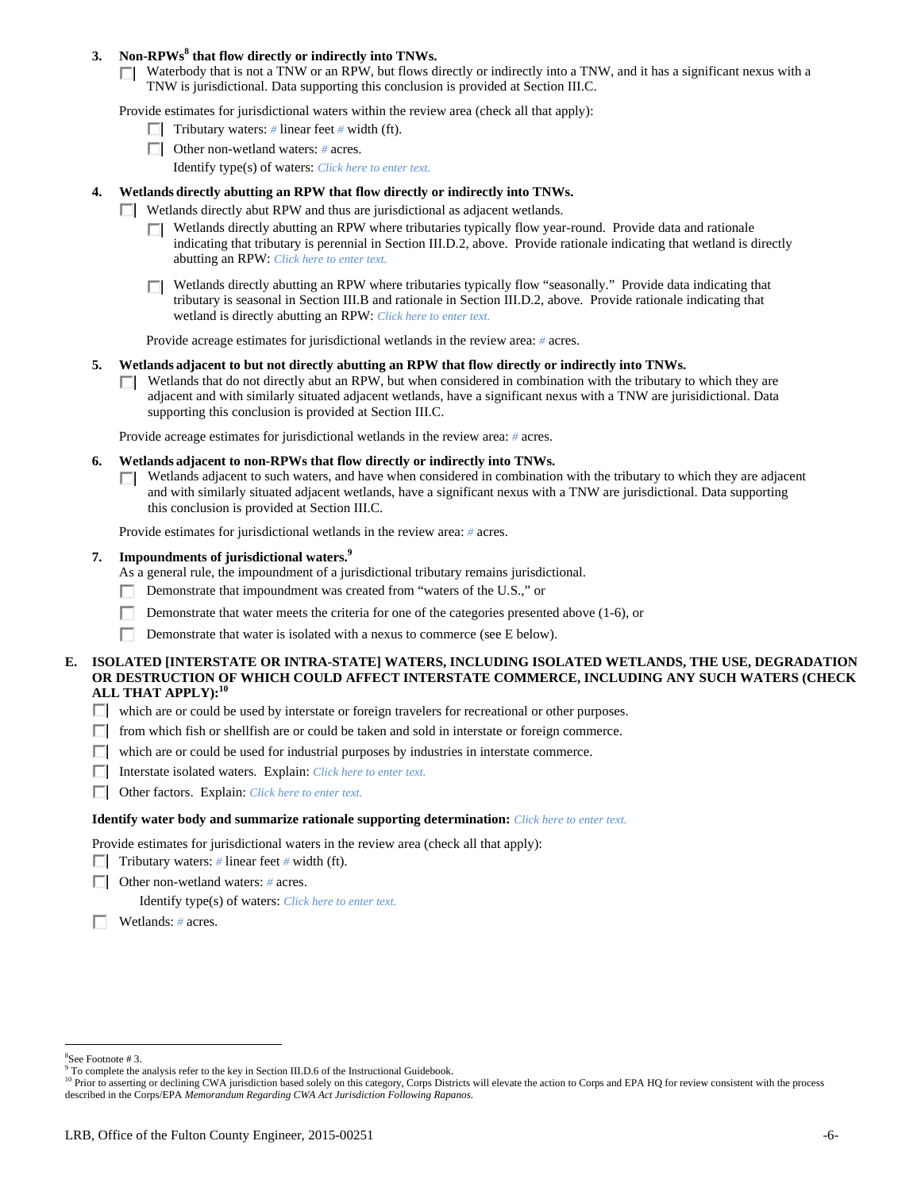**3. Non-RPWs[8] that flow directly or indirectly into TNWs.**

☐ Waterbody that is not a TNW or an RPW, but flows directly or indirectly into a TNW, and it has a significant nexus with a TNW is jurisdictional. Data supporting this conclusion is provided at Section III.C.

Provide estimates for jurisdictional waters within the review area (check all that apply):

- ☐ Tributary waters: # linear feet # width (ft).
- ☐ Other non-wetland waters: # acres.

  Identify type(s) of waters: *Click here to enter text.*

**4. Wetlands directly abutting an RPW that flow directly or indirectly into TNWs.**

☐ Wetlands directly abut RPW and thus are jurisdictional as adjacent wetlands.

- ☐ Wetlands directly abutting an RPW where tributaries typically flow year-round. Provide data and rationale indicating that tributary is perennial in Section III.D.2, above. Provide rationale indicating that wetland is directly abutting an RPW: *Click here to enter text.*
- ☐ Wetlands directly abutting an RPW where tributaries typically flow "seasonally." Provide data indicating that tributary is seasonal in Section III.B and rationale in Section III.D.2, above. Provide rationale indicating that wetland is directly abutting an RPW: *Click here to enter text.*

Provide acreage estimates for jurisdictional wetlands in the review area: # acres.

**5. Wetlands adjacent to but not directly abutting an RPW that flow directly or indirectly into TNWs.**

☐ Wetlands that do not directly abut an RPW, but when considered in combination with the tributary to which they are adjacent and with similarly situated adjacent wetlands, have a significant nexus with a TNW are jurisidictional. Data supporting this conclusion is provided at Section III.C.

Provide acreage estimates for jurisdictional wetlands in the review area: # acres.

**6. Wetlands adjacent to non-RPWs that flow directly or indirectly into TNWs.**

☐ Wetlands adjacent to such waters, and have when considered in combination with the tributary to which they are adjacent and with similarly situated adjacent wetlands, have a significant nexus with a TNW are jurisdictional. Data supporting this conclusion is provided at Section III.C.

Provide estimates for jurisdictional wetlands in the review area: # acres.

**7. Impoundments of jurisdictional waters.[9]**

As a general rule, the impoundment of a jurisdictional tributary remains jurisdictional.

- ☐ Demonstrate that impoundment was created from "waters of the U.S.," or
- ☐ Demonstrate that water meets the criteria for one of the categories presented above (1-6), or
- ☐ Demonstrate that water is isolated with a nexus to commerce (see E below).

**E. ISOLATED [INTERSTATE OR INTRA-STATE] WATERS, INCLUDING ISOLATED WETLANDS, THE USE, DEGRADATION OR DESTRUCTION OF WHICH COULD AFFECT INTERSTATE COMMERCE, INCLUDING ANY SUCH WATERS (CHECK ALL THAT APPLY):[10]**

- ☐ which are or could be used by interstate or foreign travelers for recreational or other purposes.
- ☐ from which fish or shellfish are or could be taken and sold in interstate or foreign commerce.
- ☐ which are or could be used for industrial purposes by industries in interstate commerce.
- ☐ Interstate isolated waters. Explain: *Click here to enter text.*
- ☐ Other factors. Explain: *Click here to enter text.*

**Identify water body and summarize rationale supporting determination:** *Click here to enter text.*

Provide estimates for jurisdictional waters in the review area (check all that apply):

- ☐ Tributary waters: # linear feet # width (ft).
- ☐ Other non-wetland waters: # acres.

  Identify type(s) of waters: *Click here to enter text.*
- ☐ Wetlands: # acres.

---

[8] See Footnote # 3.

[9] To complete the analysis refer to the key in Section III.D.6 of the Instructional Guidebook.

[10] Prior to asserting or declining CWA jurisdiction based solely on this category, Corps Districts will elevate the action to Corps and EPA HQ for review consistent with the process described in the Corps/EPA *Memorandum Regarding CWA Act Jurisdiction Following Rapanos.*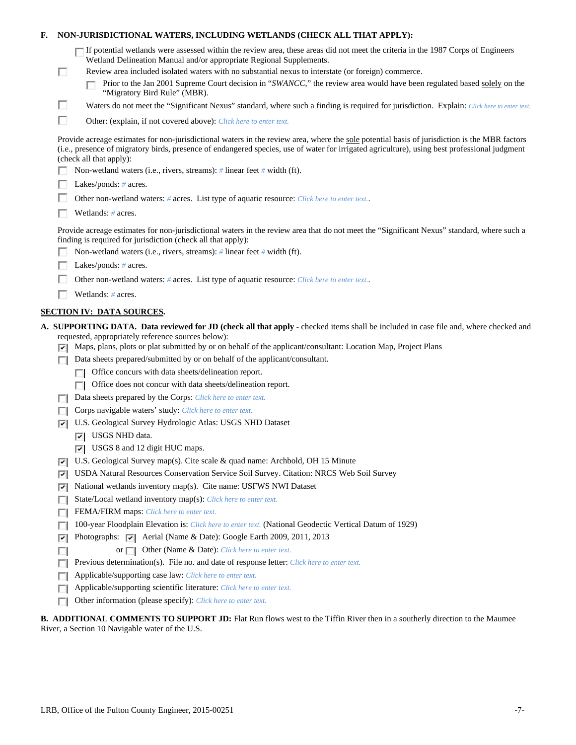**F. NON-JURISDICTIONAL WATERS, INCLUDING WETLANDS (CHECK ALL THAT APPLY):**

- ☐ If potential wetlands were assessed within the review area, these areas did not meet the criteria in the 1987 Corps of Engineers Wetland Delineation Manual and/or appropriate Regional Supplements.
- ☐ Review area included isolated waters with no substantial nexus to interstate (or foreign) commerce.
  - ☐ Prior to the Jan 2001 Supreme Court decision in "*SWANCC*," the review area would have been regulated based solely on the "Migratory Bird Rule" (MBR).
- ☐ Waters do not meet the "Significant Nexus" standard, where such a finding is required for jurisdiction. Explain: *Click here to enter text.*
- ☐ Other: (explain, if not covered above): *Click here to enter text.*

Provide acreage estimates for non-jurisdictional waters in the review area, where the sole potential basis of jurisdiction is the MBR factors (i.e., presence of migratory birds, presence of endangered species, use of water for irrigated agriculture), using best professional judgment (check all that apply):

- ☐ Non-wetland waters (i.e., rivers, streams): # linear feet # width (ft).
- ☐ Lakes/ponds: # acres.
- ☐ Other non-wetland waters: # acres. List type of aquatic resource: *Click here to enter text.*.
- ☐ Wetlands: # acres.

Provide acreage estimates for non-jurisdictional waters in the review area that do not meet the "Significant Nexus" standard, where such a finding is required for jurisdiction (check all that apply):

- ☐ Non-wetland waters (i.e., rivers, streams): # linear feet # width (ft).
- ☐ Lakes/ponds: # acres.
- ☐ Other non-wetland waters: # acres. List type of aquatic resource: *Click here to enter text.*.
- ☐ Wetlands: # acres.

## SECTION IV: DATA SOURCES.

**A. SUPPORTING DATA. Data reviewed for JD (check all that apply -** checked items shall be included in case file and, where checked and requested, appropriately reference sources below):

- ☑ Maps, plans, plots or plat submitted by or on behalf of the applicant/consultant: Location Map, Project Plans
- ☐ Data sheets prepared/submitted by or on behalf of the applicant/consultant.
  - ☐ Office concurs with data sheets/delineation report.
  - ☐ Office does not concur with data sheets/delineation report.
- ☐ Data sheets prepared by the Corps: *Click here to enter text.*
- ☐ Corps navigable waters' study: *Click here to enter text.*
- ☑ U.S. Geological Survey Hydrologic Atlas: USGS NHD Dataset
  - ☑ USGS NHD data.
  - ☑ USGS 8 and 12 digit HUC maps.
- ☑ U.S. Geological Survey map(s). Cite scale & quad name: Archbold, OH 15 Minute
- ☑ USDA Natural Resources Conservation Service Soil Survey. Citation: NRCS Web Soil Survey
- ☑ National wetlands inventory map(s). Cite name: USFWS NWI Dataset
- ☐ State/Local wetland inventory map(s): *Click here to enter text.*
- ☐ FEMA/FIRM maps: *Click here to enter text.*
- ☐ 100-year Floodplain Elevation is: *Click here to enter text.* (National Geodectic Vertical Datum of 1929)
- ☑ Photographs: ☑ Aerial (Name & Date): Google Earth 2009, 2011, 2013
- ☐ or ☐ Other (Name & Date): *Click here to enter text.*
- ☐ Previous determination(s). File no. and date of response letter: *Click here to enter text.*
- ☐ Applicable/supporting case law: *Click here to enter text.*
- ☐ Applicable/supporting scientific literature: *Click here to enter text.*
- ☐ Other information (please specify): *Click here to enter text.*

**B. ADDITIONAL COMMENTS TO SUPPORT JD:** Flat Run flows west to the Tiffin River then in a southerly direction to the Maumee River, a Section 10 Navigable water of the U.S.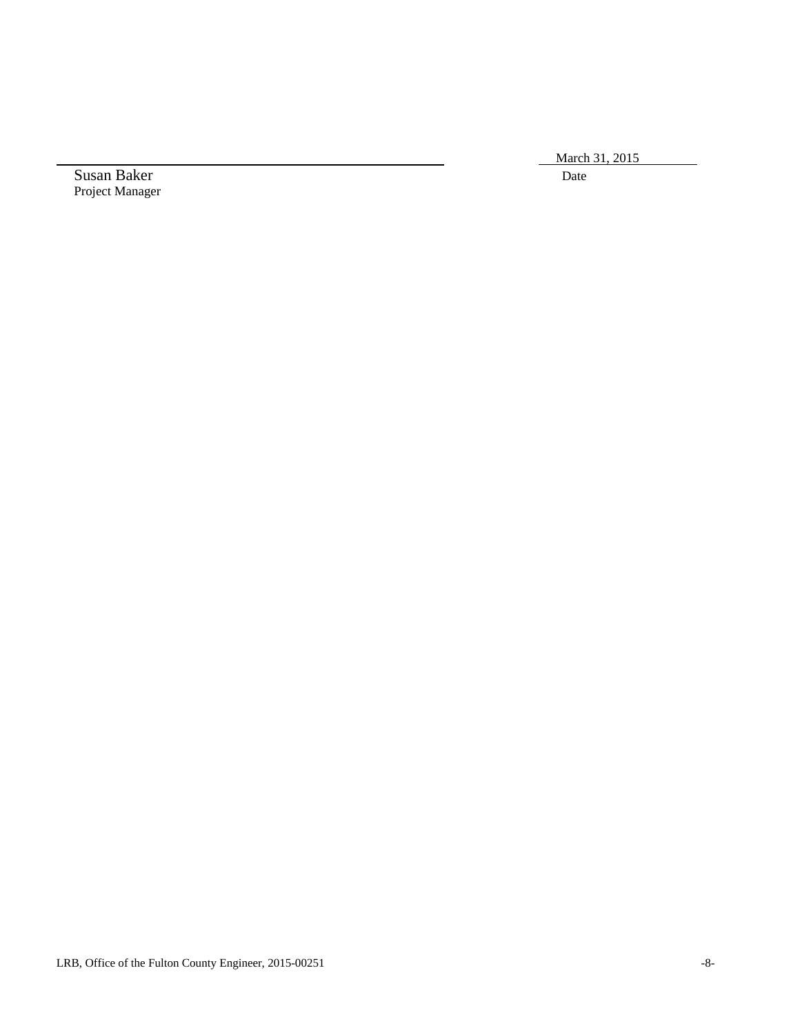March 31, 2015

Susan Baker
Project Manager

Date